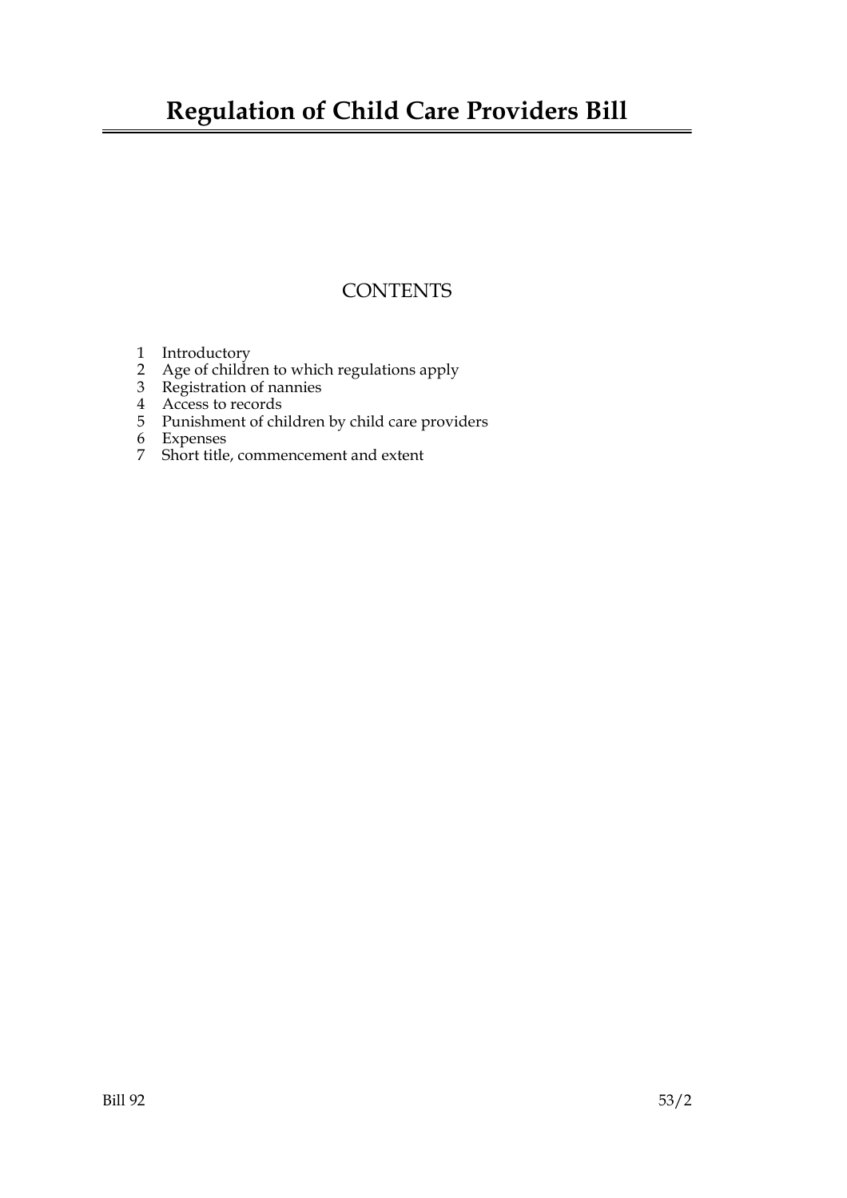# Regulation of Child Care Providers Bill

## CONTENTS

1 Introductory
2 Age of children to which regulations apply
3 Registration of nannies
4 Access to records
5 Punishment of children by child care providers
6 Expenses
7 Short title, commencement and extent

Bill 92 53/2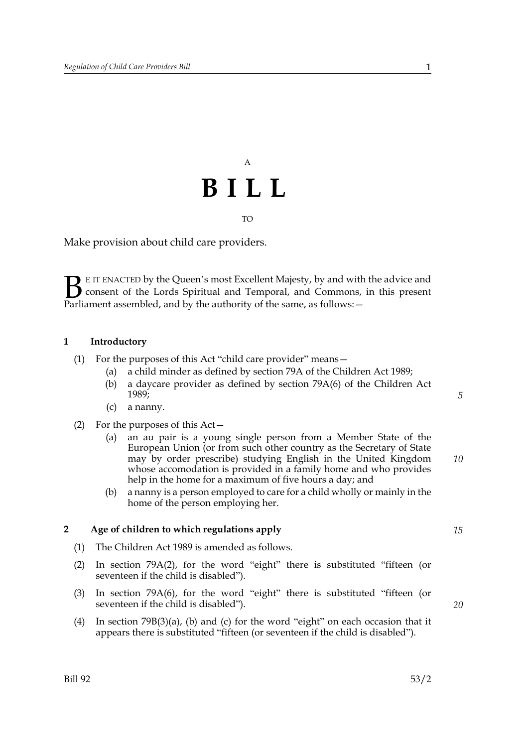A

# B I L L

TO

Make provision about child care providers.

BE IT ENACTED by the Queen's most Excellent Majesty, by and with the advice and consent of the Lords Spiritual and Temporal, and Commons, in this present Parliament assembled, and by the authority of the same, as follows:—

### 1 Introductory

(1) For the purposes of this Act "child care provider" means—

- (a) a child minder as defined by section 79A of the Children Act 1989;
- (b) a daycare provider as defined by section 79A(6) of the Children Act 1989;
- (c) a nanny.

(2) For the purposes of this Act—

- (a) an au pair is a young single person from a Member State of the European Union (or from such other country as the Secretary of State may by order prescribe) studying English in the United Kingdom whose accomodation is provided in a family home and who provides help in the home for a maximum of five hours a day; and
- (b) a nanny is a person employed to care for a child wholly or mainly in the home of the person employing her.

### 2 Age of children to which regulations apply

(1) The Children Act 1989 is amended as follows.

(2) In section 79A(2), for the word "eight" there is substituted "fifteen (or seventeen if the child is disabled")".

(3) In section 79A(6), for the word "eight" there is substituted "fifteen (or seventeen if the child is disabled")".

(4) In section 79B(3)(a), (b) and (c) for the word "eight" on each occasion that it appears there is substituted "fifteen (or seventeen if the child is disabled")".

Bill 92 53/2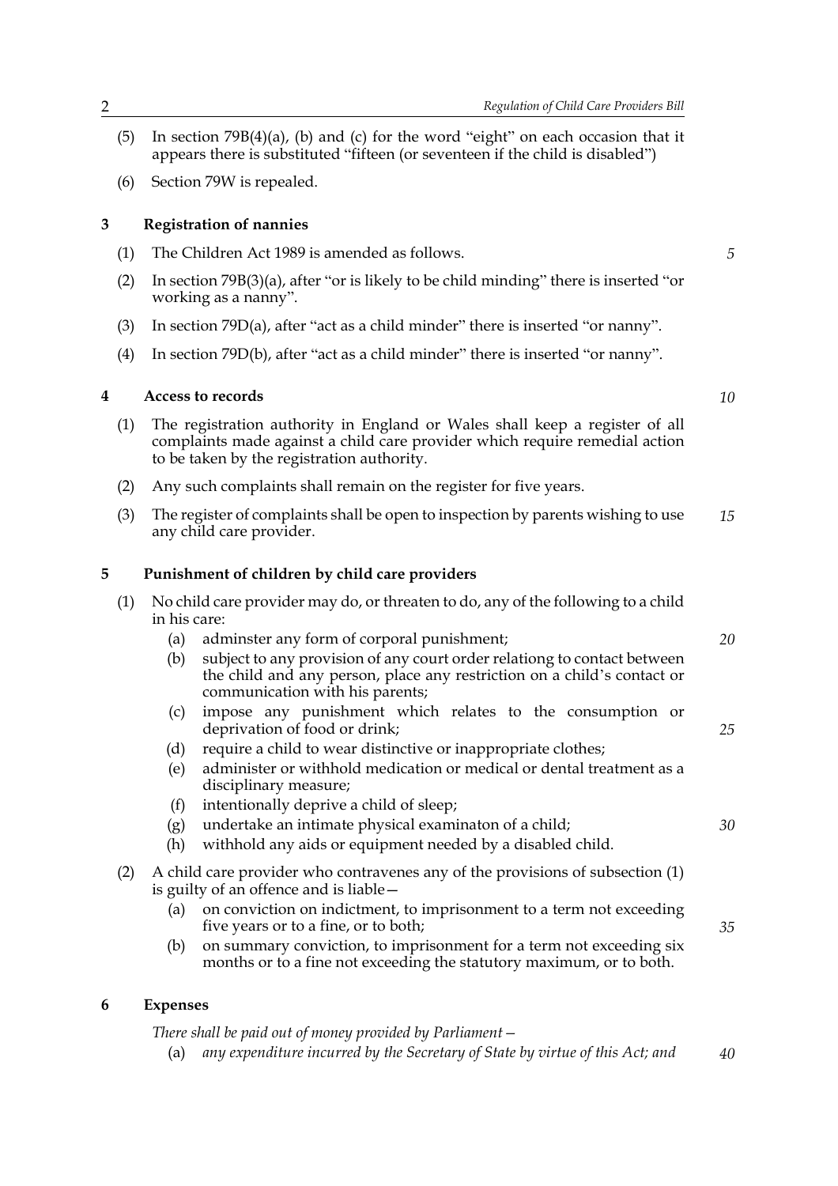(5) In section 79B(4)(a), (b) and (c) for the word "eight" on each occasion that it appears there is substituted "fifteen (or seventeen if the child is disabled")

(6) Section 79W is repealed.

## 3 Registration of nannies

(1) The Children Act 1989 is amended as follows.

(2) In section 79B(3)(a), after "or is likely to be child minding" there is inserted "or working as a nanny".

(3) In section 79D(a), after "act as a child minder" there is inserted "or nanny".

(4) In section 79D(b), after "act as a child minder" there is inserted "or nanny".

## 4 Access to records

(1) The registration authority in England or Wales shall keep a register of all complaints made against a child care provider which require remedial action to be taken by the registration authority.

(2) Any such complaints shall remain on the register for five years.

(3) The register of complaints shall be open to inspection by parents wishing to use any child care provider.

## 5 Punishment of children by child care providers

(1) No child care provider may do, or threaten to do, any of the following to a child in his care:

- (a) adminster any form of corporal punishment;
- (b) subject to any provision of any court order relationg to contact between the child and any person, place any restriction on a child's contact or communication with his parents;
- (c) impose any punishment which relates to the consumption or deprivation of food or drink;
- (d) require a child to wear distinctive or inappropriate clothes;
- (e) administer or withhold medication or medical or dental treatment as a disciplinary measure;
- (f) intentionally deprive a child of sleep;
- (g) undertake an intimate physical examinaton of a child;
- (h) withhold any aids or equipment needed by a disabled child.

(2) A child care provider who contravenes any of the provisions of subsection (1) is guilty of an offence and is liable—

- (a) on conviction on indictment, to imprisonment to a term not exceeding five years or to a fine, or to both;
- (b) on summary conviction, to imprisonment for a term not exceeding six months or to a fine not exceeding the statutory maximum, or to both.

## 6 Expenses

*There shall be paid out of money provided by Parliament—*

- (a) *any expenditure incurred by the Secretary of State by virtue of this Act; and*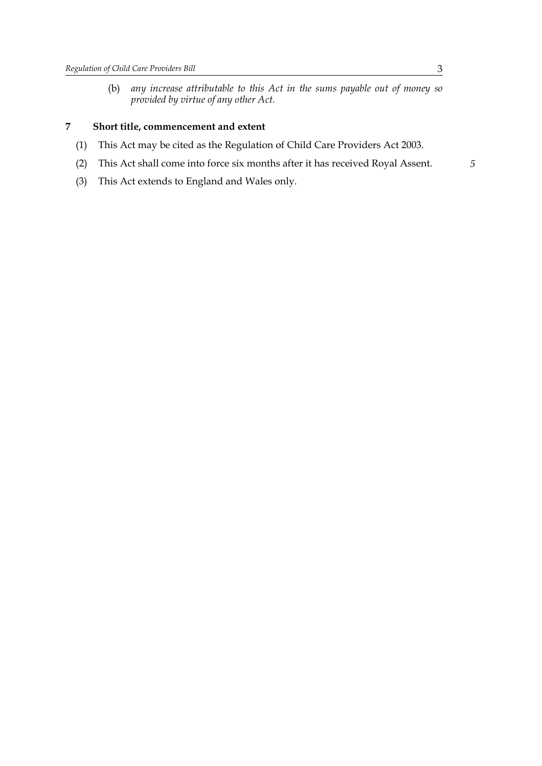(b) *any increase attributable to this Act in the sums payable out of money so provided by virtue of any other Act.*

## 7 Short title, commencement and extent

(1) This Act may be cited as the Regulation of Child Care Providers Act 2003.

(2) This Act shall come into force six months after it has received Royal Assent.

(3) This Act extends to England and Wales only.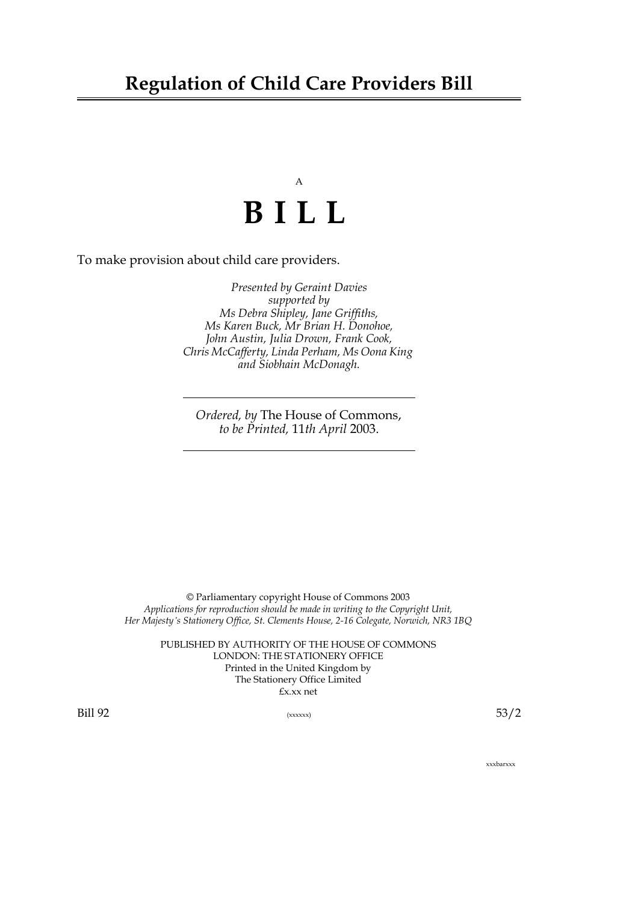# Regulation of Child Care Providers Bill

A

# B I L L

To make provision about child care providers.

*Presented by Geraint Davies*
*supported by*
*Ms Debra Shipley, Jane Griffiths,*
*Ms Karen Buck, Mr Brian H. Donohoe,*
*John Austin, Julia Drown, Frank Cook,*
*Chris McCafferty, Linda Perham, Ms Oona King*
*and Siobhain McDonagh.*

---

*Ordered, by* The House of Commons,
*to be Printed,* 11*th April* 2003.

---

© Parliamentary copyright House of Commons 2003
*Applications for reproduction should be made in writing to the Copyright Unit,*
*Her Majesty's Stationery Office, St. Clements House, 2-16 Colegate, Norwich, NR3 1BQ*

PUBLISHED BY AUTHORITY OF THE HOUSE OF COMMONS
LONDON: THE STATIONERY OFFICE
Printed in the United Kingdom by
The Stationery Office Limited
£x.xx net

Bill 92 (xxxxxx) 53/2

xxxbarxxx